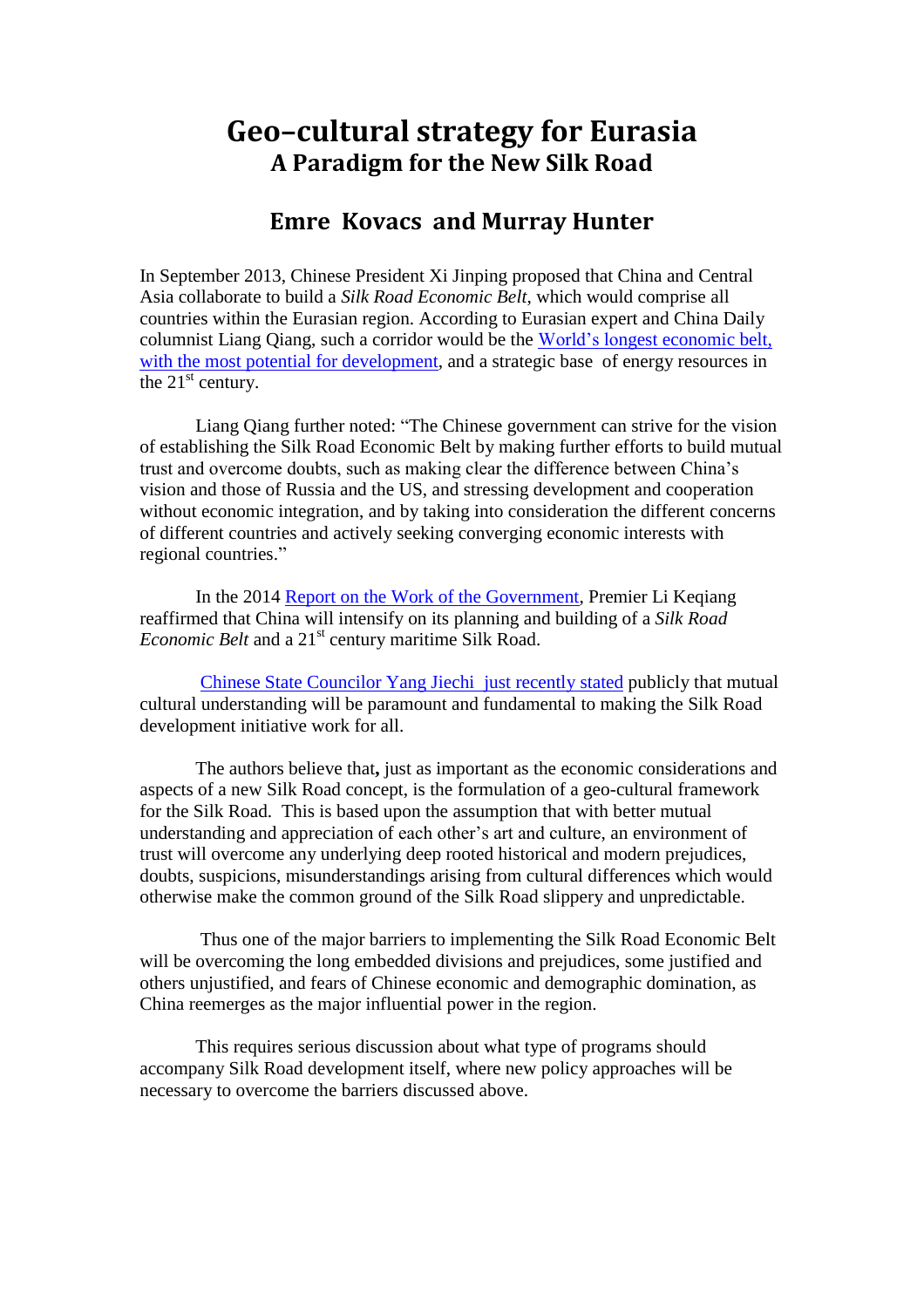# Geo–cultural strategy for Eurasia

## A Paradigm for the New Silk Road

## Emre Kovacs and Murray Hunter

In September 2013, Chinese President Xi Jinping proposed that China and Central Asia collaborate to build a *Silk Road Economic Belt*, which would comprise all countries within the Eurasian region. According to Eurasian expert and China Daily columnist Liang Qiang, such a corridor would be the World's longest economic belt, with the most potential for development, and a strategic base of energy resources in the 21st century.

Liang Qiang further noted: "The Chinese government can strive for the vision of establishing the Silk Road Economic Belt by making further efforts to build mutual trust and overcome doubts, such as making clear the difference between China's vision and those of Russia and the US, and stressing development and cooperation without economic integration, and by taking into consideration the different concerns of different countries and actively seeking converging economic interests with regional countries."

In the 2014 Report on the Work of the Government, Premier Li Keqiang reaffirmed that China will intensify on its planning and building of a *Silk Road Economic Belt* and a 21st century maritime Silk Road.

Chinese State Councilor Yang Jiechi just recently stated publicly that mutual cultural understanding will be paramount and fundamental to making the Silk Road development initiative work for all.

The authors believe that**,** just as important as the economic considerations and aspects of a new Silk Road concept, is the formulation of a geo-cultural framework for the Silk Road. This is based upon the assumption that with better mutual understanding and appreciation of each other's art and culture, an environment of trust will overcome any underlying deep rooted historical and modern prejudices, doubts, suspicions, misunderstandings arising from cultural differences which would otherwise make the common ground of the Silk Road slippery and unpredictable.

Thus one of the major barriers to implementing the Silk Road Economic Belt will be overcoming the long embedded divisions and prejudices, some justified and others unjustified, and fears of Chinese economic and demographic domination, as China reemerges as the major influential power in the region.

This requires serious discussion about what type of programs should accompany Silk Road development itself, where new policy approaches will be necessary to overcome the barriers discussed above.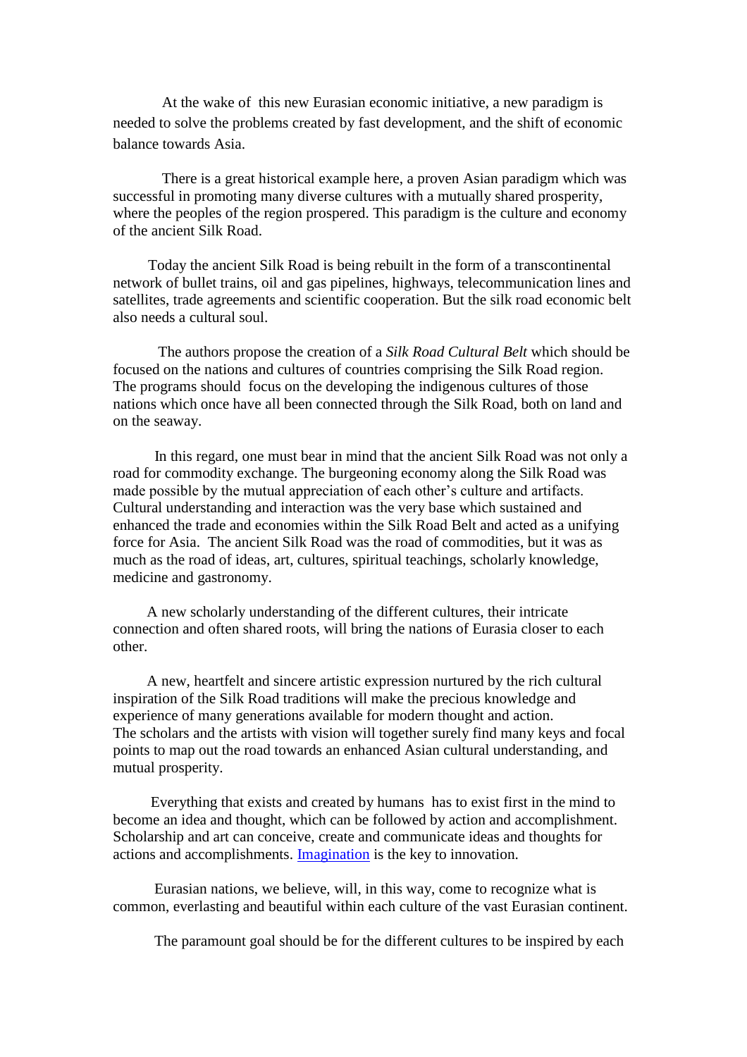At the wake of this new Eurasian economic initiative, a new paradigm is needed to solve the problems created by fast development, and the shift of economic balance towards Asia.

There is a great historical example here, a proven Asian paradigm which was successful in promoting many diverse cultures with a mutually shared prosperity, where the peoples of the region prospered. This paradigm is the culture and economy of the ancient Silk Road.

Today the ancient Silk Road is being rebuilt in the form of a transcontinental network of bullet trains, oil and gas pipelines, highways, telecommunication lines and satellites, trade agreements and scientific cooperation. But the silk road economic belt also needs a cultural soul.

The authors propose the creation of a *Silk Road Cultural Belt* which should be focused on the nations and cultures of countries comprising the Silk Road region. The programs should focus on the developing the indigenous cultures of those nations which once have all been connected through the Silk Road, both on land and on the seaway.

In this regard, one must bear in mind that the ancient Silk Road was not only a road for commodity exchange. The burgeoning economy along the Silk Road was made possible by the mutual appreciation of each other's culture and artifacts. Cultural understanding and interaction was the very base which sustained and enhanced the trade and economies within the Silk Road Belt and acted as a unifying force for Asia. The ancient Silk Road was the road of commodities, but it was as much as the road of ideas, art, cultures, spiritual teachings, scholarly knowledge, medicine and gastronomy.

A new scholarly understanding of the different cultures, their intricate connection and often shared roots, will bring the nations of Eurasia closer to each other.

A new, heartfelt and sincere artistic expression nurtured by the rich cultural inspiration of the Silk Road traditions will make the precious knowledge and experience of many generations available for modern thought and action.
The scholars and the artists with vision will together surely find many keys and focal points to map out the road towards an enhanced Asian cultural understanding, and mutual prosperity.

Everything that exists and created by humans has to exist first in the mind to become an idea and thought, which can be followed by action and accomplishment. Scholarship and art can conceive, create and communicate ideas and thoughts for actions and accomplishments. Imagination is the key to innovation.

Eurasian nations, we believe, will, in this way, come to recognize what is common, everlasting and beautiful within each culture of the vast Eurasian continent.

The paramount goal should be for the different cultures to be inspired by each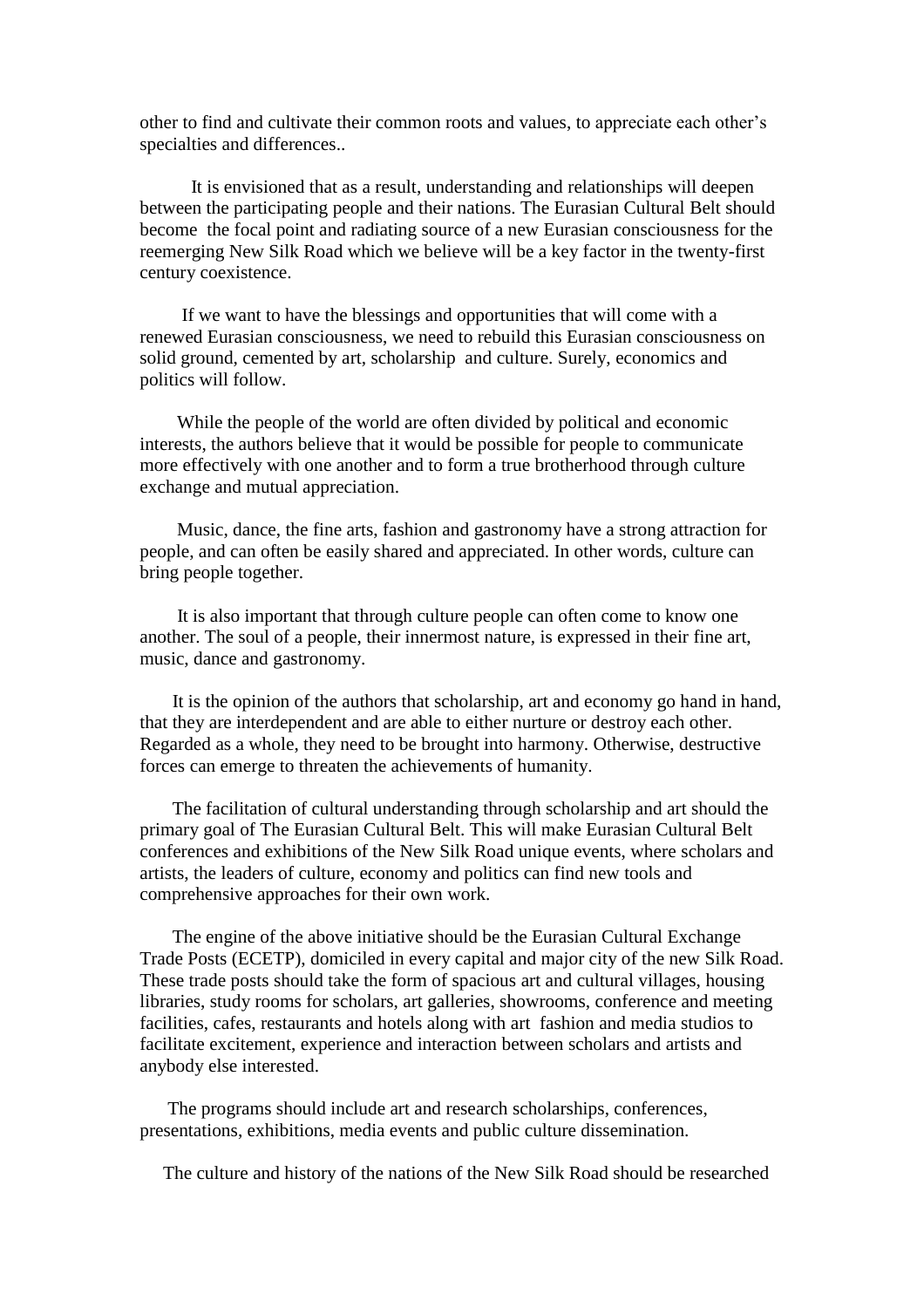other to find and cultivate their common roots and values, to appreciate each other's specialties and differences..

It is envisioned that as a result, understanding and relationships will deepen between the participating people and their nations. The Eurasian Cultural Belt should become the focal point and radiating source of a new Eurasian consciousness for the reemerging New Silk Road which we believe will be a key factor in the twenty-first century coexistence.

If we want to have the blessings and opportunities that will come with a renewed Eurasian consciousness, we need to rebuild this Eurasian consciousness on solid ground, cemented by art, scholarship and culture. Surely, economics and politics will follow.

While the people of the world are often divided by political and economic interests, the authors believe that it would be possible for people to communicate more effectively with one another and to form a true brotherhood through culture exchange and mutual appreciation.

Music, dance, the fine arts, fashion and gastronomy have a strong attraction for people, and can often be easily shared and appreciated. In other words, culture can bring people together.

It is also important that through culture people can often come to know one another. The soul of a people, their innermost nature, is expressed in their fine art, music, dance and gastronomy.

It is the opinion of the authors that scholarship, art and economy go hand in hand, that they are interdependent and are able to either nurture or destroy each other. Regarded as a whole, they need to be brought into harmony. Otherwise, destructive forces can emerge to threaten the achievements of humanity.

The facilitation of cultural understanding through scholarship and art should the primary goal of The Eurasian Cultural Belt. This will make Eurasian Cultural Belt conferences and exhibitions of the New Silk Road unique events, where scholars and artists, the leaders of culture, economy and politics can find new tools and comprehensive approaches for their own work.

The engine of the above initiative should be the Eurasian Cultural Exchange Trade Posts (ECETP), domiciled in every capital and major city of the new Silk Road. These trade posts should take the form of spacious art and cultural villages, housing libraries, study rooms for scholars, art galleries, showrooms, conference and meeting facilities, cafes, restaurants and hotels along with art fashion and media studios to facilitate excitement, experience and interaction between scholars and artists and anybody else interested.

The programs should include art and research scholarships, conferences, presentations, exhibitions, media events and public culture dissemination.

The culture and history of the nations of the New Silk Road should be researched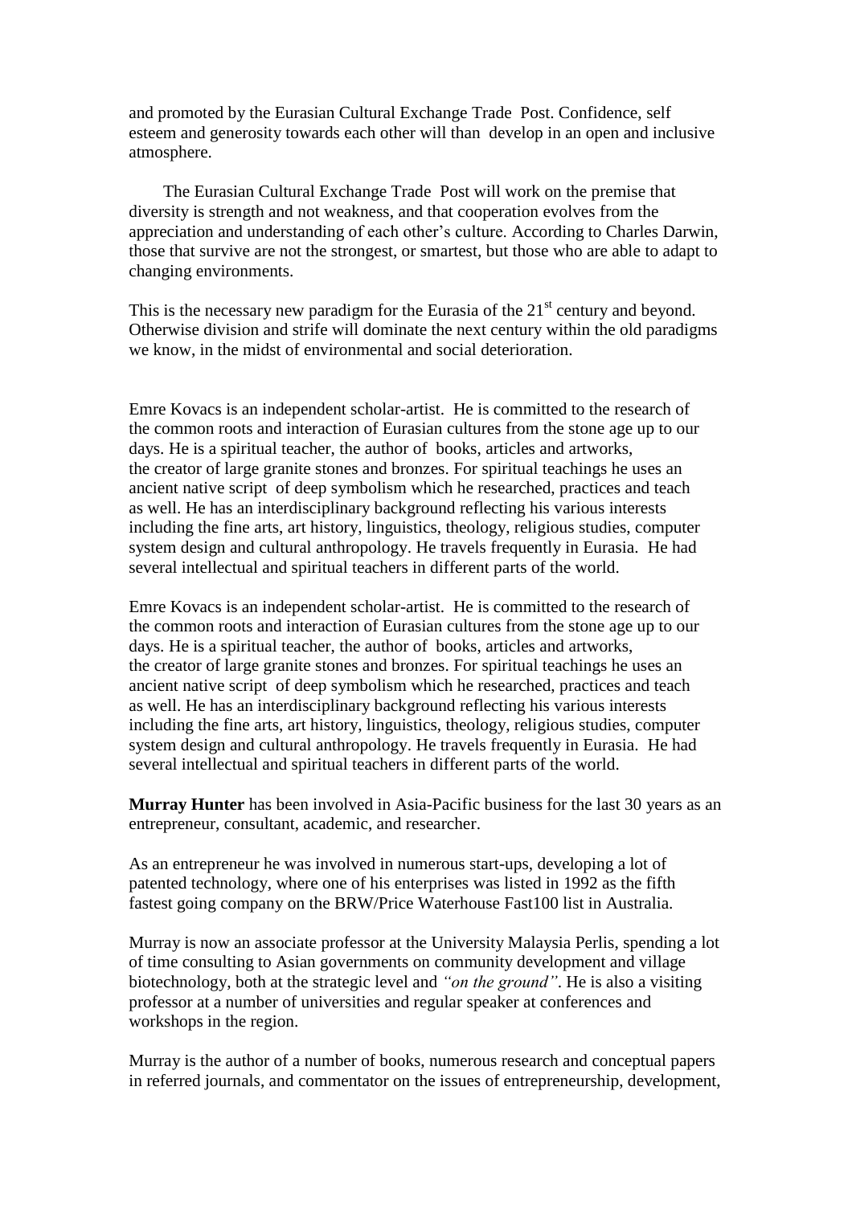and promoted by the Eurasian Cultural Exchange Trade Post. Confidence, self esteem and generosity towards each other will than develop in an open and inclusive atmosphere.

The Eurasian Cultural Exchange Trade Post will work on the premise that diversity is strength and not weakness, and that cooperation evolves from the appreciation and understanding of each other's culture. According to Charles Darwin, those that survive are not the strongest, or smartest, but those who are able to adapt to changing environments.

This is the necessary new paradigm for the Eurasia of the 21st century and beyond. Otherwise division and strife will dominate the next century within the old paradigms we know, in the midst of environmental and social deterioration.

Emre Kovacs is an independent scholar-artist. He is committed to the research of the common roots and interaction of Eurasian cultures from the stone age up to our days. He is a spiritual teacher, the author of books, articles and artworks, the creator of large granite stones and bronzes. For spiritual teachings he uses an ancient native script of deep symbolism which he researched, practices and teach as well. He has an interdisciplinary background reflecting his various interests including the fine arts, art history, linguistics, theology, religious studies, computer system design and cultural anthropology. He travels frequently in Eurasia. He had several intellectual and spiritual teachers in different parts of the world.

Emre Kovacs is an independent scholar-artist. He is committed to the research of the common roots and interaction of Eurasian cultures from the stone age up to our days. He is a spiritual teacher, the author of books, articles and artworks, the creator of large granite stones and bronzes. For spiritual teachings he uses an ancient native script of deep symbolism which he researched, practices and teach as well. He has an interdisciplinary background reflecting his various interests including the fine arts, art history, linguistics, theology, religious studies, computer system design and cultural anthropology. He travels frequently in Eurasia. He had several intellectual and spiritual teachers in different parts of the world.

**Murray Hunter** has been involved in Asia-Pacific business for the last 30 years as an entrepreneur, consultant, academic, and researcher.

As an entrepreneur he was involved in numerous start-ups, developing a lot of patented technology, where one of his enterprises was listed in 1992 as the fifth fastest going company on the BRW/Price Waterhouse Fast100 list in Australia.

Murray is now an associate professor at the University Malaysia Perlis, spending a lot of time consulting to Asian governments on community development and village biotechnology, both at the strategic level and *"on the ground"*. He is also a visiting professor at a number of universities and regular speaker at conferences and workshops in the region.

Murray is the author of a number of books, numerous research and conceptual papers in referred journals, and commentator on the issues of entrepreneurship, development,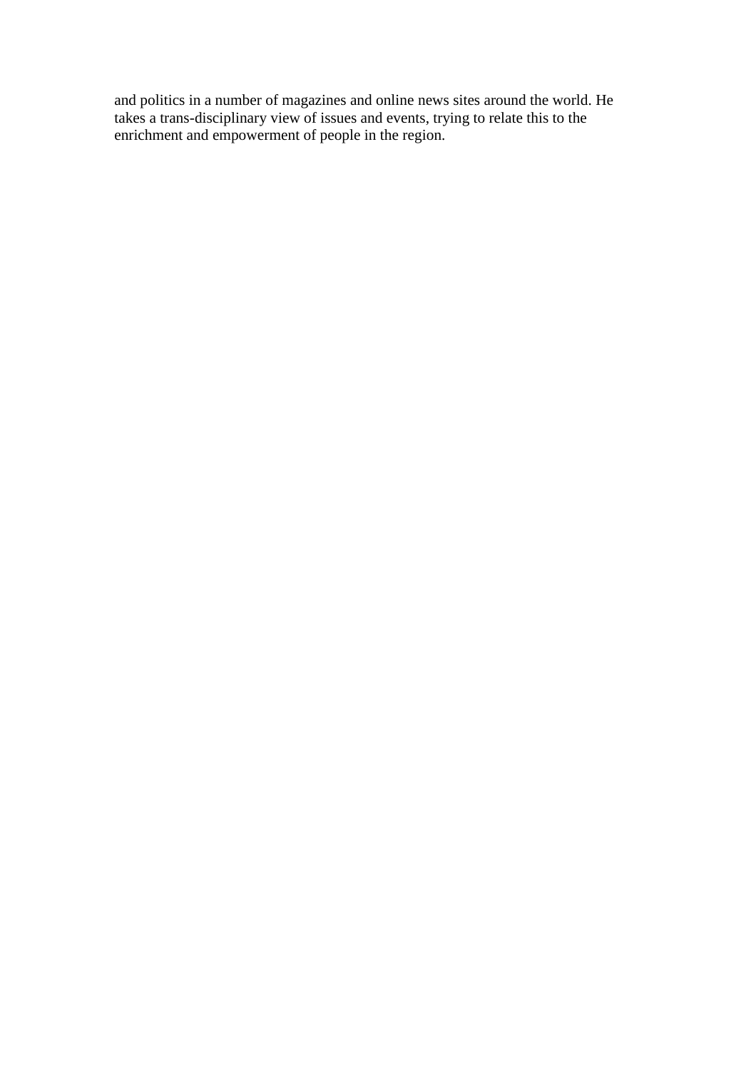and politics in a number of magazines and online news sites around the world. He takes a trans-disciplinary view of issues and events, trying to relate this to the enrichment and empowerment of people in the region.